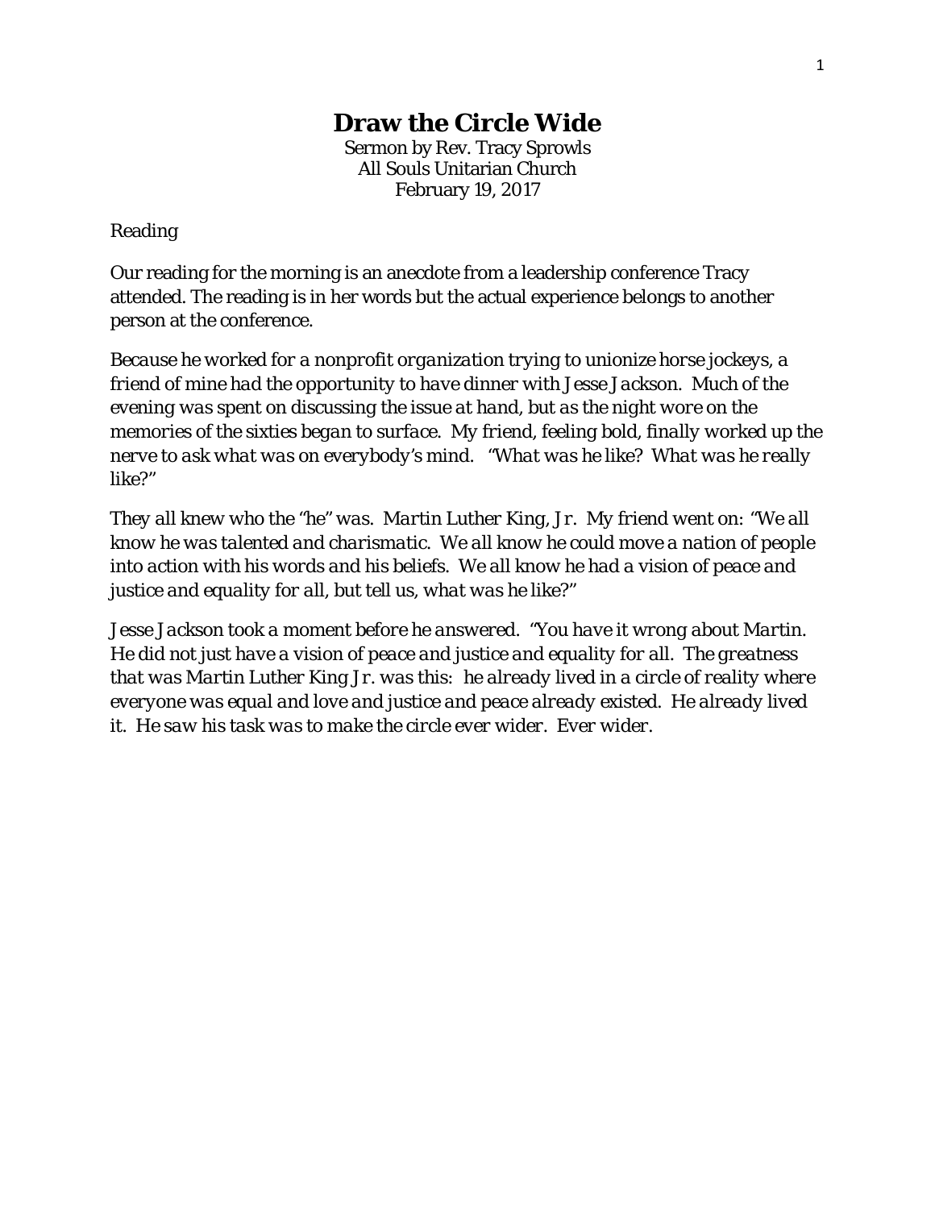# Draw the Circle Wide

Sermon by Rev. Tracy Sprowls
All Souls Unitarian Church
February 19, 2017

Reading

Our reading for the morning is an anecdote from a leadership conference Tracy attended. The reading is in her words but the actual experience belongs to another person at the conference.

*Because he worked for a nonprofit organization trying to unionize horse jockeys, a friend of mine had the opportunity to have dinner with Jesse Jackson. Much of the evening was spent on discussing the issue at hand, but as the night wore on the memories of the sixties began to surface. My friend, feeling bold, finally worked up the nerve to ask what was on everybody's mind. "What was he like? What was he really like?"*

*They all knew who the "he" was. Martin Luther King, Jr. My friend went on: "We all know he was talented and charismatic. We all know he could move a nation of people into action with his words and his beliefs. We all know he had a vision of peace and justice and equality for all, but tell us, what was he like?"*

*Jesse Jackson took a moment before he answered. "You have it wrong about Martin. He did not just have a vision of peace and justice and equality for all. The greatness that was Martin Luther King Jr. was this: he already lived in a circle of reality where everyone was equal and love and justice and peace already existed. He already lived it. He saw his task was to make the circle ever wider. Ever wider.*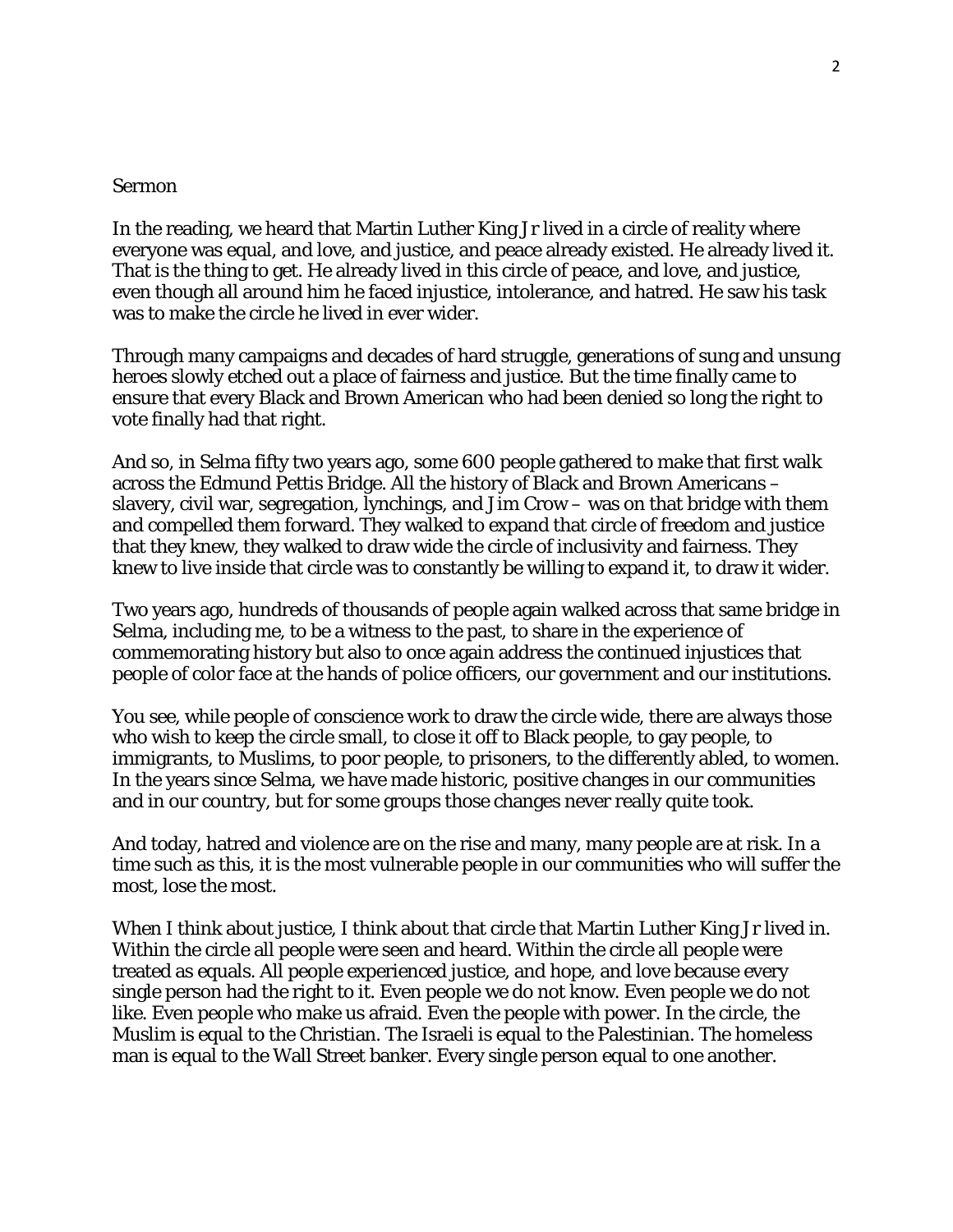Sermon

In the reading, we heard that Martin Luther King Jr lived in a circle of reality where everyone was equal, and love, and justice, and peace already existed. He already lived it. That is the thing to get. He already lived in this circle of peace, and love, and justice, even though all around him he faced injustice, intolerance, and hatred. He saw his task was to make the circle he lived in ever wider.

Through many campaigns and decades of hard struggle, generations of sung and unsung heroes slowly etched out a place of fairness and justice. But the time finally came to ensure that every Black and Brown American who had been denied so long the right to vote finally had that right.

And so, in Selma fifty two years ago, some 600 people gathered to make that first walk across the Edmund Pettis Bridge. All the history of Black and Brown Americans – slavery, civil war, segregation, lynchings, and Jim Crow – was on that bridge with them and compelled them forward. They walked to expand that circle of freedom and justice that they knew, they walked to draw wide the circle of inclusivity and fairness. They knew to live inside that circle was to constantly be willing to expand it, to draw it wider.

Two years ago, hundreds of thousands of people again walked across that same bridge in Selma, including me, to be a witness to the past, to share in the experience of commemorating history but also to once again address the continued injustices that people of color face at the hands of police officers, our government and our institutions.

You see, while people of conscience work to draw the circle wide, there are always those who wish to keep the circle small, to close it off to Black people, to gay people, to immigrants, to Muslims, to poor people, to prisoners, to the differently abled, to women. In the years since Selma, we have made historic, positive changes in our communities and in our country, but for some groups those changes never really quite took.

And today, hatred and violence are on the rise and many, many people are at risk. In a time such as this, it is the most vulnerable people in our communities who will suffer the most, lose the most.

When I think about justice, I think about that circle that Martin Luther King Jr lived in. Within the circle all people were seen and heard. Within the circle all people were treated as equals. All people experienced justice, and hope, and love because every single person had the right to it. Even people we do not know. Even people we do not like. Even people who make us afraid. Even the people with power. In the circle, the Muslim is equal to the Christian. The Israeli is equal to the Palestinian. The homeless man is equal to the Wall Street banker. Every single person equal to one another.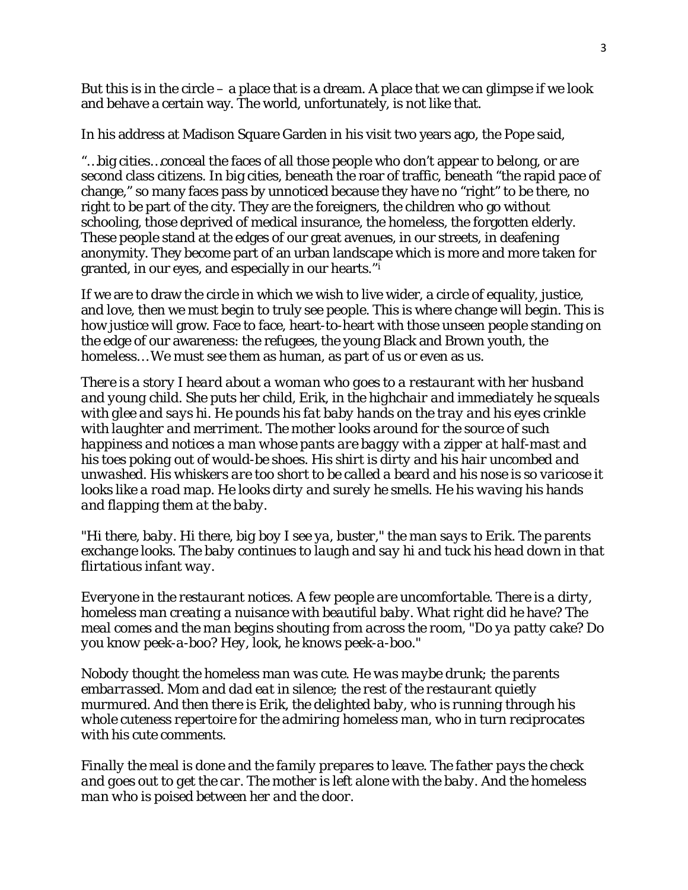But this is in the circle – a place that is a dream. A place that we can glimpse if we look and behave a certain way. The world, unfortunately, is not like that.

In his address at Madison Square Garden in his visit two years ago, the Pope said,

"…big cities…conceal the faces of all those people who don't appear to belong, or are second class citizens. In big cities, beneath the roar of traffic, beneath "the rapid pace of change," so many faces pass by unnoticed because they have no "right" to be there, no right to be part of the city. They are the foreigners, the children who go without schooling, those deprived of medical insurance, the homeless, the forgotten elderly. These people stand at the edges of our great avenues, in our streets, in deafening anonymity. They become part of an urban landscape which is more and more taken for granted, in our eyes, and especially in our hearts."[i]

If we are to draw the circle in which we wish to live wider, a circle of equality, justice, and love, then we must begin to truly see people. This is where change will begin. This is how justice will grow. Face to face, heart-to-heart with those unseen people standing on the edge of our awareness: the refugees, the young Black and Brown youth, the homeless… We must see them as human, as part of us or even as us.

*There is a story I heard about a woman who goes to a restaurant with her husband and young child. She puts her child, Erik, in the highchair and immediately he squeals with glee and says hi. He pounds his fat baby hands on the tray and his eyes crinkle with laughter and merriment. The mother looks around for the source of such happiness and notices a man whose pants are baggy with a zipper at half-mast and his toes poking out of would-be shoes. His shirt is dirty and his hair uncombed and unwashed. His whiskers are too short to be called a beard and his nose is so varicose it looks like a road map. He looks dirty and surely he smells. He his waving his hands and flapping them at the baby.*

*"Hi there, baby. Hi there, big boy I see ya, buster," the man says to Erik. The parents exchange looks. The baby continues to laugh and say hi and tuck his head down in that flirtatious infant way.*

*Everyone in the restaurant notices. A few people are uncomfortable. There is a dirty, homeless man creating a nuisance with beautiful baby. What right did he have? The meal comes and the man begins shouting from across the room, "Do ya patty cake? Do you know peek-a-boo? Hey, look, he knows peek-a-boo."*

*Nobody thought the homeless man was cute. He was maybe drunk; the parents embarrassed. Mom and dad eat in silence; the rest of the restaurant quietly murmured. And then there is Erik, the delighted baby, who is running through his whole cuteness repertoire for the admiring homeless man, who in turn reciprocates with his cute comments.*

*Finally the meal is done and the family prepares to leave. The father pays the check and goes out to get the car. The mother is left alone with the baby. And the homeless man who is poised between her and the door.*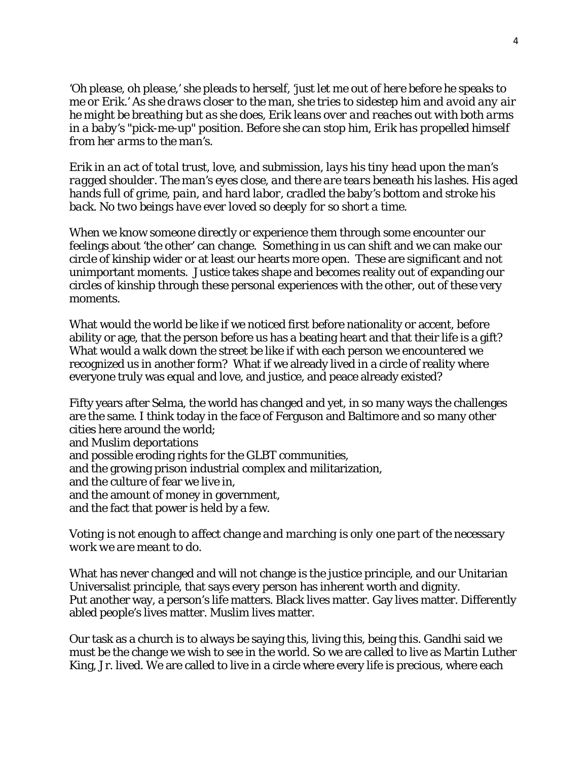*'Oh please, oh please,' she pleads to herself, 'just let me out of here before he speaks to me or Erik.' As she draws closer to the man, she tries to sidestep him and avoid any air he might be breathing but as she does, Erik leans over and reaches out with both arms in a baby's "pick-me-up" position. Before she can stop him, Erik has propelled himself from her arms to the man's.*

*Erik in an act of total trust, love, and submission, lays his tiny head upon the man's ragged shoulder. The man's eyes close, and there are tears beneath his lashes. His aged hands full of grime, pain, and hard labor, cradled the baby's bottom and stroke his back. No two beings have ever loved so deeply for so short a time.*

When we know someone directly or experience them through some encounter our feelings about 'the other' can change. Something in us can shift and we can make our circle of kinship wider or at least our hearts more open. These are significant and not unimportant moments. Justice takes shape and becomes reality out of expanding our circles of kinship through these personal experiences with the other, out of these very moments.

What would the world be like if we noticed first before nationality or accent, before ability or age, that the person before us has a beating heart and that their life is a gift? What would a walk down the street be like if with each person we encountered we recognized us in another form? What if we already lived in a circle of reality where everyone truly was equal and love, and justice, and peace already existed?

Fifty years after Selma, the world has changed and yet, in so many ways the challenges are the same. I think today in the face of Ferguson and Baltimore and so many other cities here around the world;
and Muslim deportations
and possible eroding rights for the GLBT communities,
and the growing prison industrial complex and militarization,
and the culture of fear we live in,
and the amount of money in government,
and the fact that power is held by a few.

*Voting is not enough to affect change and marching is only one part of the necessary work we are meant to do.*

What has never changed and will not change is the justice principle, and our Unitarian Universalist principle, that says every person has inherent worth and dignity.
Put another way, a person's life matters. Black lives matter. Gay lives matter. Differently abled people's lives matter. Muslim lives matter.

Our task as a church is to always be saying this, living this, being this. Gandhi said we must be the change we wish to see in the world. So we are called to live as Martin Luther King, Jr. lived. We are called to live in a circle where every life is precious, where each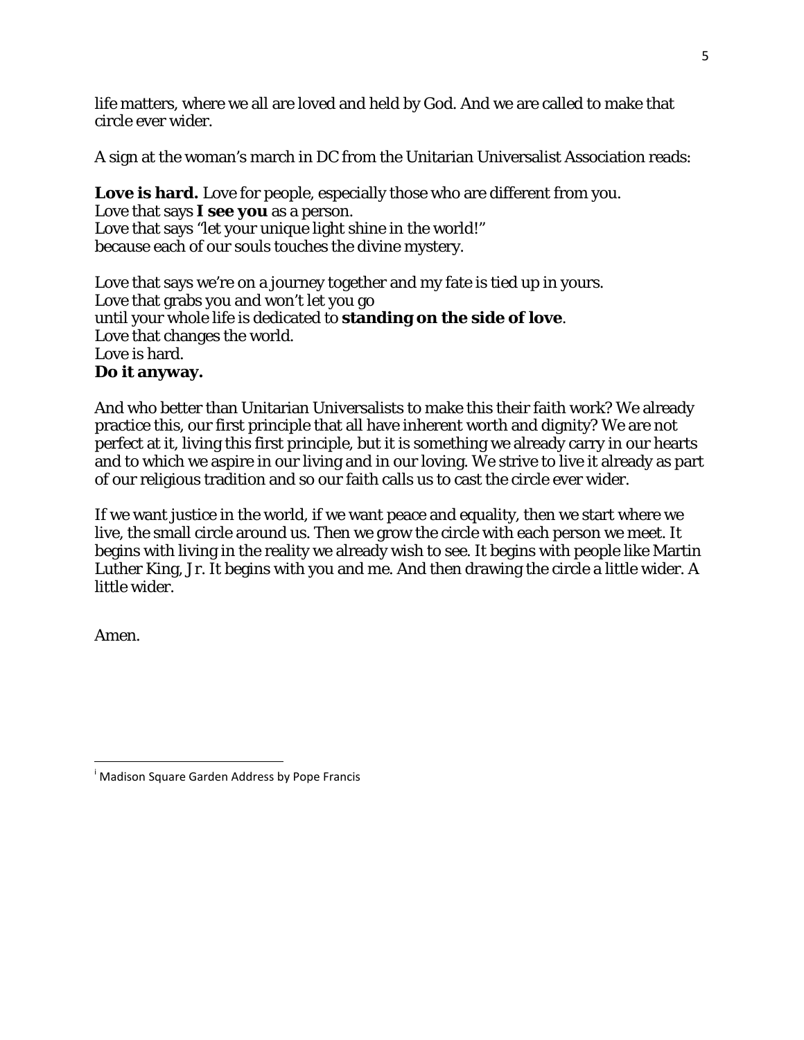life matters, where we all are loved and held by God. And we are called to make that circle ever wider.

A sign at the woman's march in DC from the Unitarian Universalist Association reads:

**Love is hard.** Love for people, especially those who are different from you.
Love that says **I see you** as a person.
Love that says "let your unique light shine in the world!"
because each of our souls touches the divine mystery.

Love that says we're on a journey together and my fate is tied up in yours.
Love that grabs you and won't let you go
until your whole life is dedicated to **standing on the side of love**.
Love that changes the world.
Love is hard.
**Do it anyway.**

And who better than Unitarian Universalists to make this their faith work? We already practice this, our first principle that all have inherent worth and dignity? We are not perfect at it, living this first principle, but it is something we already carry in our hearts and to which we aspire in our living and in our loving. We strive to live it already as part of our religious tradition and so our faith calls us to cast the circle ever wider.

If we want justice in the world, if we want peace and equality, then we start where we live, the small circle around us. Then we grow the circle with each person we meet. It begins with living in the reality we already wish to see. It begins with people like Martin Luther King, Jr. It begins with you and me. And then drawing the circle a little wider. A little wider.

Amen.

---

[i] Madison Square Garden Address by Pope Francis